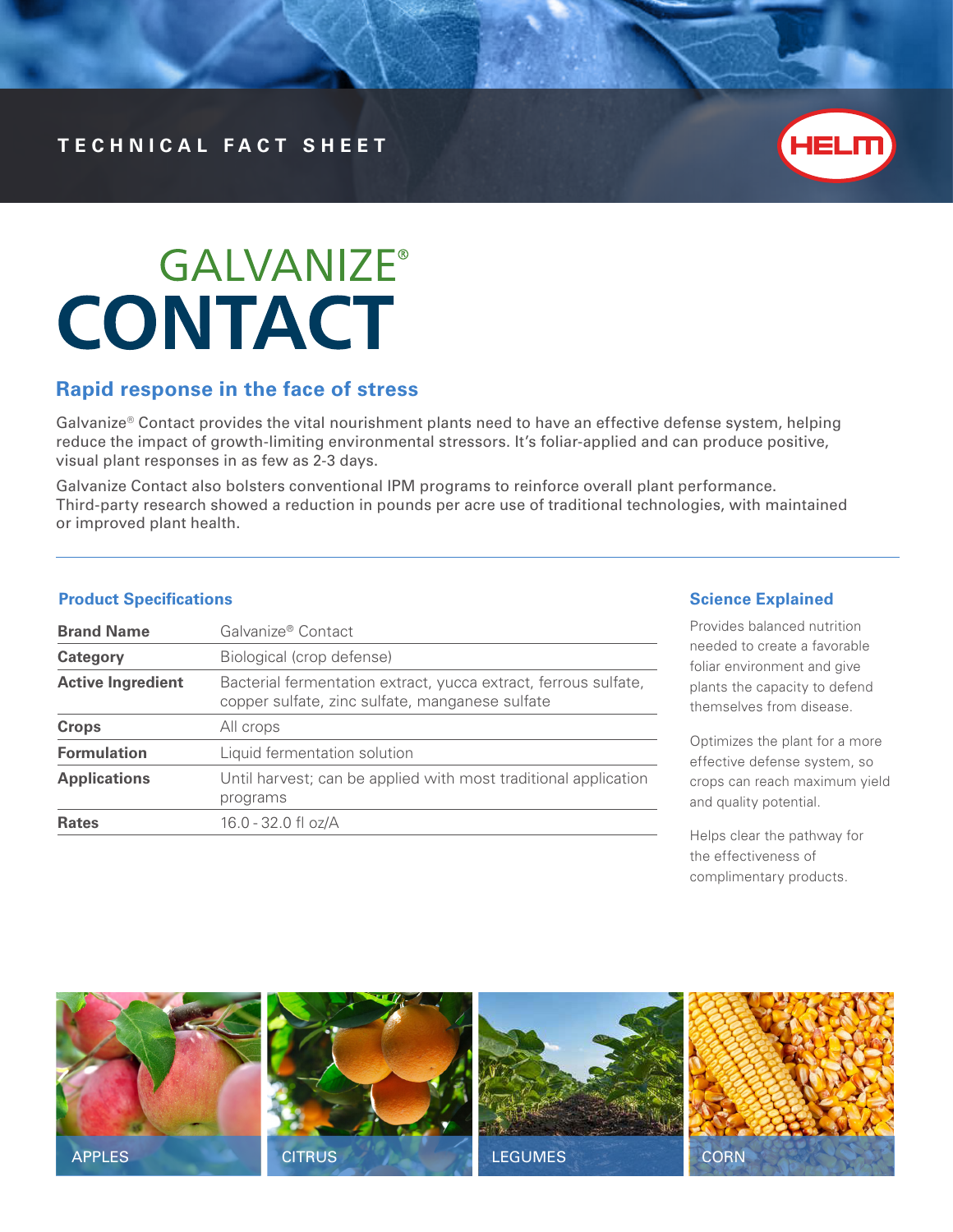TECHNICAL FACT SHEET

HELM

# GALVANIZE® CONTACT

## Rapid response in the face of stress

Galvanize® Contact provides the vital nourishment plants need to have an effective defense system, helping reduce the impact of growth-limiting environmental stressors. It's foliar-applied and can produce positive, visual plant responses in as few as 2-3 days.

Galvanize Contact also bolsters conventional IPM programs to reinforce overall plant performance. Third-party research showed a reduction in pounds per acre use of traditional technologies, with maintained or improved plant health.

### Product Specifications

| | |
|---|---|
| **Brand Name** | Galvanize® Contact |
| **Category** | Biological (crop defense) |
| **Active Ingredient** | Bacterial fermentation extract, yucca extract, ferrous sulfate, copper sulfate, zinc sulfate, manganese sulfate |
| **Crops** | All crops |
| **Formulation** | Liquid fermentation solution |
| **Applications** | Until harvest; can be applied with most traditional application programs |
| **Rates** | 16.0 - 32.0 fl oz/A |

### Science Explained

Provides balanced nutrition needed to create a favorable foliar environment and give plants the capacity to defend themselves from disease.

Optimizes the plant for a more effective defense system, so crops can reach maximum yield and quality potential.

Helps clear the pathway for the effectiveness of complimentary products.

APPLES CITRUS LEGUMES CORN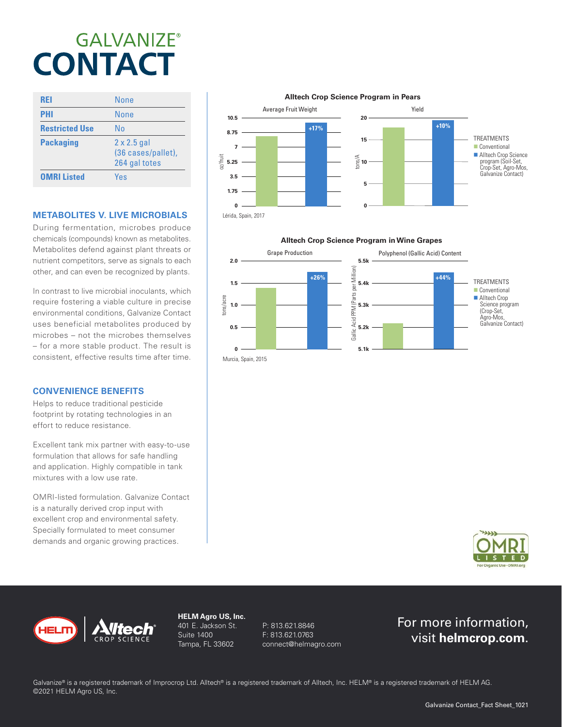# GALVANIZE® CONTACT

| | |
|---|---|
| **REI** | None |
| **PHI** | None |
| **Restricted Use** | No |
| **Packaging** | 2 x 2.5 gal (36 cases/pallet), 264 gal totes |
| **OMRI Listed** | Yes |

## METABOLITES V. LIVE MICROBIALS

During fermentation, microbes produce chemicals (compounds) known as metabolites. Metabolites defend against plant threats or nutrient competitors, serve as signals to each other, and can even be recognized by plants.

In contrast to live microbial inoculants, which require fostering a viable culture in precise environmental conditions, Galvanize Contact uses beneficial metabolites produced by microbes – not the microbes themselves – for a more stable product. The result is consistent, effective results time after time.

## CONVENIENCE BENEFITS

Helps to reduce traditional pesticide footprint by rotating technologies in an effort to reduce resistance.

Excellent tank mix partner with easy-to-use formulation that allows for safe handling and application. Highly compatible in tank mixtures with a low use rate.

OMRI-listed formulation. Galvanize Contact is a naturally derived crop input with excellent crop and environmental safety. Specially formulated to meet consumer demands and organic growing practices.

**Alltech Crop Science Program in Pears**

Average Fruit Weight

oz/fruit

0
1.75
3.5
5.25
7
8.75
10.5

+17%

Yield

tons/A

0
5
10
15
20

+10%

TREATMENTS
Conventional
Alltech Crop Science program (Soil-Set, Crop-Set, Agro-Mos, Galvanize Contact)

Lérida, Spain, 2017

**Alltech Crop Science Program in Wine Grapes**

Grape Production

tons/acre

0
0.5
1.0
1.5
2.0

+26%

Polyphenol (Gallic Acid) Content

Gallic Acid PPM (Parts per Million)

5.1k
5.2k
5.3k
5.4k
5.5k

+44%

TREATMENTS
Conventional
Alltech Crop Science program (Crop-Set, Agro-Mos, Galvanize Contact)

Murcia, Spain, 2015

OMRI LISTED
For Organic Use • OMRI.org

HELM | Alltech® CROP SCIENCE

**HELM Agro US, Inc.**
401 E. Jackson St.
Suite 1400
Tampa, FL 33602

P: 813.621.8846
F: 813.621.0763
connect@helmagro.com

For more information, visit **helmcrop.com**.

Galvanize® is a registered trademark of Improcrop Ltd. Alltech® is a registered trademark of Alltech, Inc. HELM® is a registered trademark of HELM AG.
©2021 HELM Agro US, Inc.

Galvanize Contact_Fact Sheet_1021